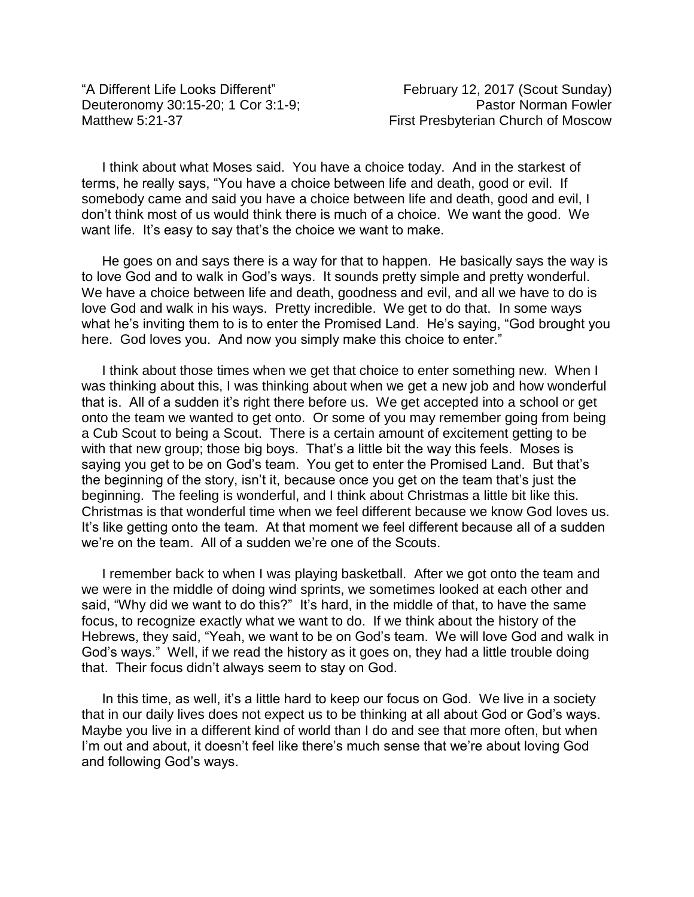“A Different Life Looks Different”
Deuteronomy 30:15-20; 1 Cor 3:1-9;
Matthew 5:21-37

February 12, 2017 (Scout Sunday)
Pastor Norman Fowler
First Presbyterian Church of Moscow

I think about what Moses said. You have a choice today. And in the starkest of terms, he really says, “You have a choice between life and death, good or evil. If somebody came and said you have a choice between life and death, good and evil, I don’t think most of us would think there is much of a choice. We want the good. We want life. It’s easy to say that’s the choice we want to make.

He goes on and says there is a way for that to happen. He basically says the way is to love God and to walk in God’s ways. It sounds pretty simple and pretty wonderful. We have a choice between life and death, goodness and evil, and all we have to do is love God and walk in his ways. Pretty incredible. We get to do that. In some ways what he’s inviting them to is to enter the Promised Land. He’s saying, “God brought you here. God loves you. And now you simply make this choice to enter.”

I think about those times when we get that choice to enter something new. When I was thinking about this, I was thinking about when we get a new job and how wonderful that is. All of a sudden it’s right there before us. We get accepted into a school or get onto the team we wanted to get onto. Or some of you may remember going from being a Cub Scout to being a Scout. There is a certain amount of excitement getting to be with that new group; those big boys. That’s a little bit the way this feels. Moses is saying you get to be on God’s team. You get to enter the Promised Land. But that’s the beginning of the story, isn’t it, because once you get on the team that’s just the beginning. The feeling is wonderful, and I think about Christmas a little bit like this. Christmas is that wonderful time when we feel different because we know God loves us. It’s like getting onto the team. At that moment we feel different because all of a sudden we’re on the team. All of a sudden we’re one of the Scouts.

I remember back to when I was playing basketball. After we got onto the team and we were in the middle of doing wind sprints, we sometimes looked at each other and said, “Why did we want to do this?” It’s hard, in the middle of that, to have the same focus, to recognize exactly what we want to do. If we think about the history of the Hebrews, they said, “Yeah, we want to be on God’s team. We will love God and walk in God’s ways.” Well, if we read the history as it goes on, they had a little trouble doing that. Their focus didn’t always seem to stay on God.

In this time, as well, it’s a little hard to keep our focus on God. We live in a society that in our daily lives does not expect us to be thinking at all about God or God’s ways. Maybe you live in a different kind of world than I do and see that more often, but when I’m out and about, it doesn’t feel like there’s much sense that we’re about loving God and following God’s ways.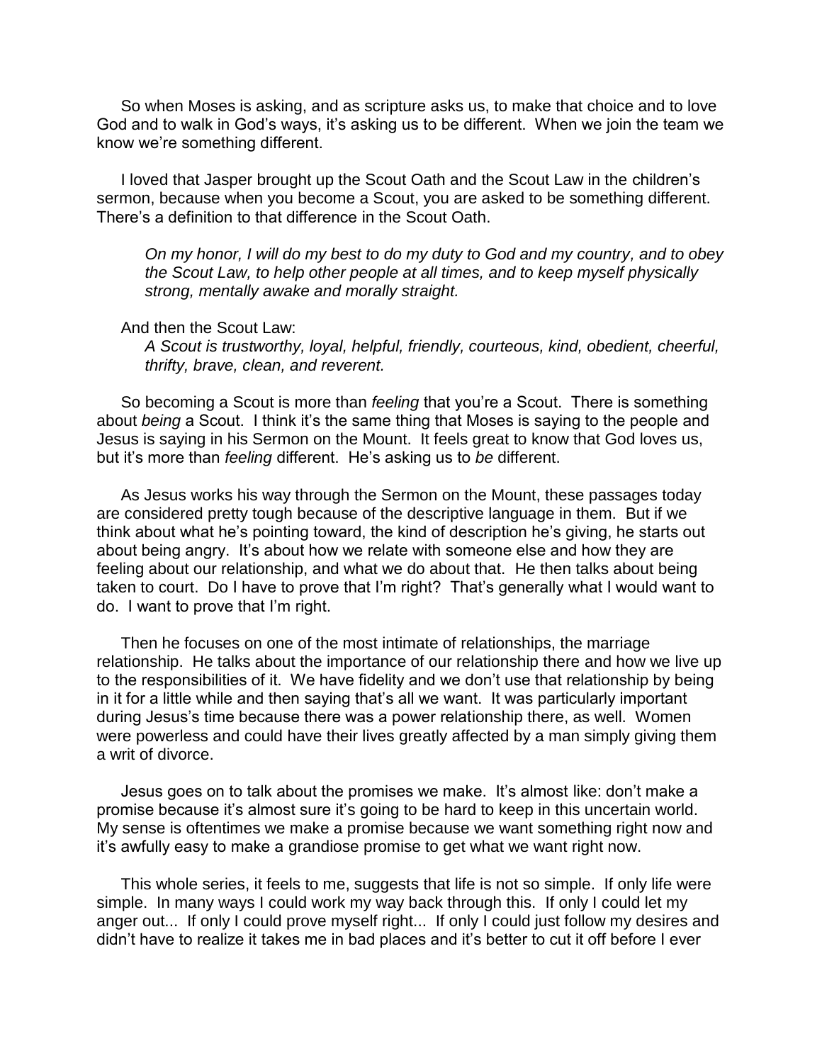So when Moses is asking, and as scripture asks us, to make that choice and to love God and to walk in God's ways, it's asking us to be different. When we join the team we know we're something different.

I loved that Jasper brought up the Scout Oath and the Scout Law in the children's sermon, because when you become a Scout, you are asked to be something different. There's a definition to that difference in the Scout Oath.

> *On my honor, I will do my best to do my duty to God and my country, and to obey the Scout Law, to help other people at all times, and to keep myself physically strong, mentally awake and morally straight.*

And then the Scout Law:

> *A Scout is trustworthy, loyal, helpful, friendly, courteous, kind, obedient, cheerful, thrifty, brave, clean, and reverent.*

So becoming a Scout is more than *feeling* that you're a Scout. There is something about *being* a Scout. I think it's the same thing that Moses is saying to the people and Jesus is saying in his Sermon on the Mount. It feels great to know that God loves us, but it's more than *feeling* different. He's asking us to *be* different.

As Jesus works his way through the Sermon on the Mount, these passages today are considered pretty tough because of the descriptive language in them. But if we think about what he's pointing toward, the kind of description he's giving, he starts out about being angry. It's about how we relate with someone else and how they are feeling about our relationship, and what we do about that. He then talks about being taken to court. Do I have to prove that I'm right? That's generally what I would want to do. I want to prove that I'm right.

Then he focuses on one of the most intimate of relationships, the marriage relationship. He talks about the importance of our relationship there and how we live up to the responsibilities of it. We have fidelity and we don't use that relationship by being in it for a little while and then saying that's all we want. It was particularly important during Jesus's time because there was a power relationship there, as well. Women were powerless and could have their lives greatly affected by a man simply giving them a writ of divorce.

Jesus goes on to talk about the promises we make. It's almost like: don't make a promise because it's almost sure it's going to be hard to keep in this uncertain world. My sense is oftentimes we make a promise because we want something right now and it's awfully easy to make a grandiose promise to get what we want right now.

This whole series, it feels to me, suggests that life is not so simple. If only life were simple. In many ways I could work my way back through this. If only I could let my anger out... If only I could prove myself right... If only I could just follow my desires and didn't have to realize it takes me in bad places and it's better to cut it off before I ever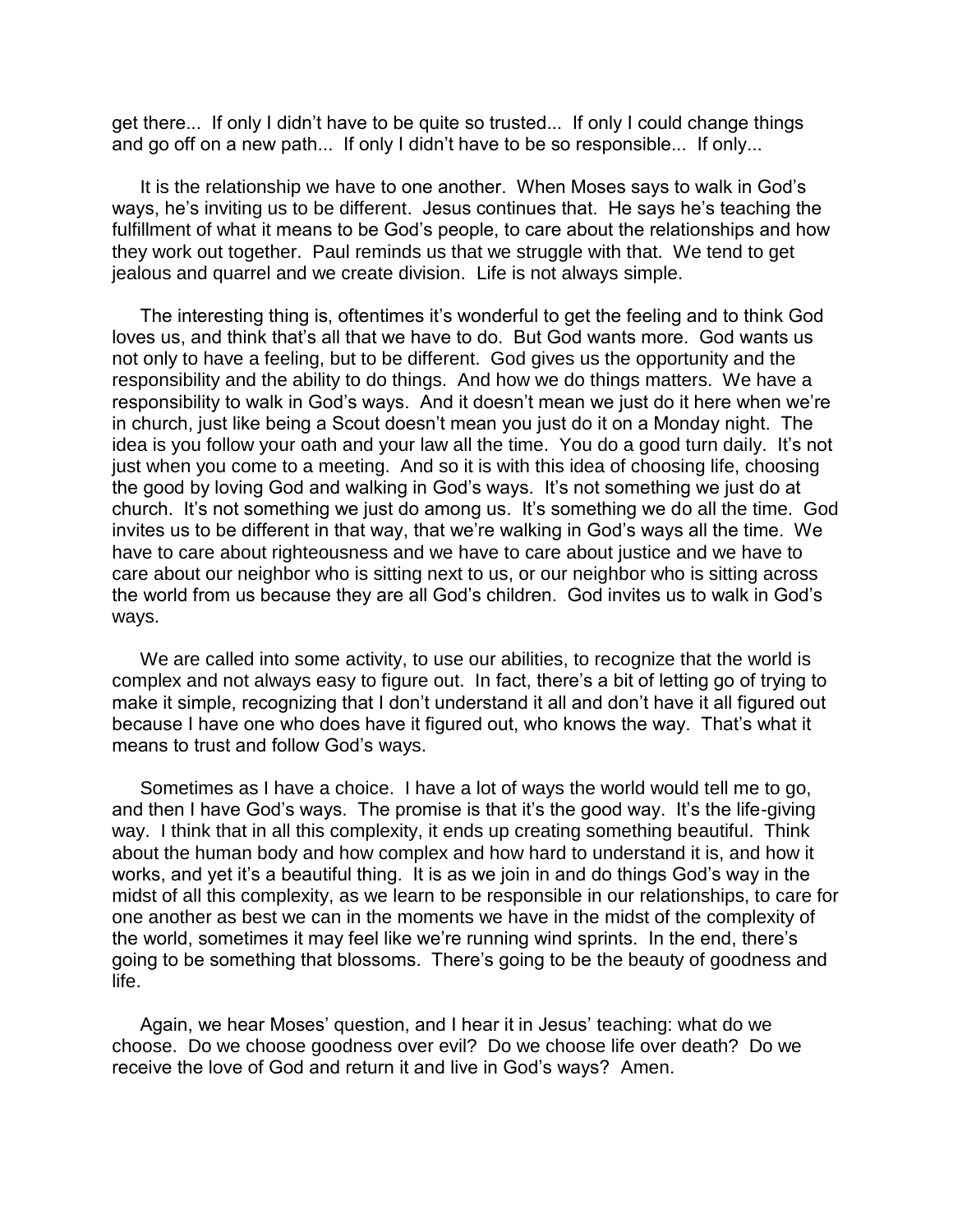get there... If only I didn't have to be quite so trusted... If only I could change things and go off on a new path... If only I didn't have to be so responsible... If only...

It is the relationship we have to one another. When Moses says to walk in God's ways, he's inviting us to be different. Jesus continues that. He says he's teaching the fulfillment of what it means to be God's people, to care about the relationships and how they work out together. Paul reminds us that we struggle with that. We tend to get jealous and quarrel and we create division. Life is not always simple.

The interesting thing is, oftentimes it's wonderful to get the feeling and to think God loves us, and think that's all that we have to do. But God wants more. God wants us not only to have a feeling, but to be different. God gives us the opportunity and the responsibility and the ability to do things. And how we do things matters. We have a responsibility to walk in God's ways. And it doesn't mean we just do it here when we're in church, just like being a Scout doesn't mean you just do it on a Monday night. The idea is you follow your oath and your law all the time. You do a good turn daily. It's not just when you come to a meeting. And so it is with this idea of choosing life, choosing the good by loving God and walking in God's ways. It's not something we just do at church. It's not something we just do among us. It's something we do all the time. God invites us to be different in that way, that we're walking in God's ways all the time. We have to care about righteousness and we have to care about justice and we have to care about our neighbor who is sitting next to us, or our neighbor who is sitting across the world from us because they are all God's children. God invites us to walk in God's ways.

We are called into some activity, to use our abilities, to recognize that the world is complex and not always easy to figure out. In fact, there's a bit of letting go of trying to make it simple, recognizing that I don't understand it all and don't have it all figured out because I have one who does have it figured out, who knows the way. That's what it means to trust and follow God's ways.

Sometimes as I have a choice. I have a lot of ways the world would tell me to go, and then I have God's ways. The promise is that it's the good way. It's the life-giving way. I think that in all this complexity, it ends up creating something beautiful. Think about the human body and how complex and how hard to understand it is, and how it works, and yet it's a beautiful thing. It is as we join in and do things God's way in the midst of all this complexity, as we learn to be responsible in our relationships, to care for one another as best we can in the moments we have in the midst of the complexity of the world, sometimes it may feel like we're running wind sprints. In the end, there's going to be something that blossoms. There's going to be the beauty of goodness and life.

Again, we hear Moses' question, and I hear it in Jesus' teaching: what do we choose. Do we choose goodness over evil? Do we choose life over death? Do we receive the love of God and return it and live in God's ways? Amen.